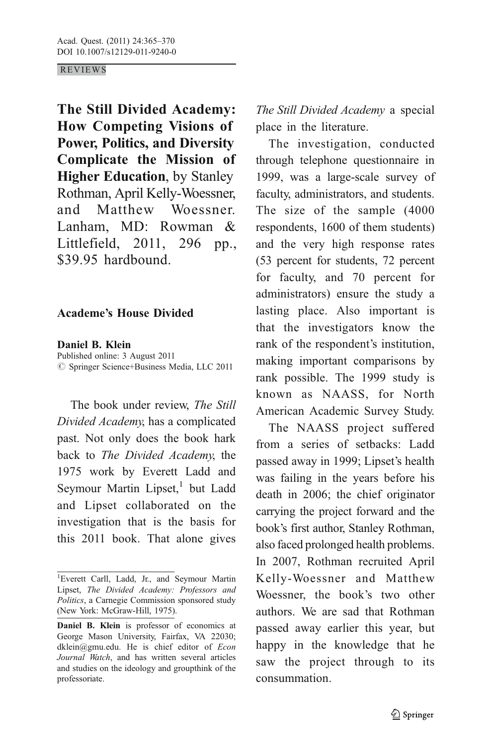REVIEWS

**The Still Divided Academy: How Competing Visions of Power, Politics, and Diversity Complicate the Mission of Higher Education**, by Stanley Rothman, April Kelly-Woessner, and Matthew Woessner. Lanham, MD: Rowman & Littlefield, 2011, 296 pp., $39.95 hardbound.

## Academe's House Divided

**Daniel B. Klein**

Published online: 3 August 2011
© Springer Science+Business Media, LLC 2011

The book under review, *The Still Divided Academy*, has a complicated past. Not only does the book hark back to *The Divided Academy*, the 1975 work by Everett Ladd and Seymour Martin Lipset,[1] but Ladd and Lipset collaborated on the investigation that is the basis for this 2011 book. That alone gives *The Still Divided Academy* a special place in the literature.

The investigation, conducted through telephone questionnaire in 1999, was a large-scale survey of faculty, administrators, and students. The size of the sample (4000 respondents, 1600 of them students) and the very high response rates (53 percent for students, 72 percent for faculty, and 70 percent for administrators) ensure the study a lasting place. Also important is that the investigators know the rank of the respondent's institution, making important comparisons by rank possible. The 1999 study is known as NAASS, for North American Academic Survey Study.

The NAASS project suffered from a series of setbacks: Ladd passed away in 1999; Lipset's health was failing in the years before his death in 2006; the chief originator carrying the project forward and the book's first author, Stanley Rothman, also faced prolonged health problems. In 2007, Rothman recruited April Kelly-Woessner and Matthew Woessner, the book's two other authors. We are sad that Rothman passed away earlier this year, but happy in the knowledge that he saw the project through to its consummation.

---

[1] Everett Carll, Ladd, Jr., and Seymour Martin Lipset, *The Divided Academy: Professors and Politics*, a Carnegie Commission sponsored study (New York: McGraw-Hill, 1975).

**Daniel B. Klein** is professor of economics at George Mason University, Fairfax, VA 22030; dklein@gmu.edu. He is chief editor of *Econ Journal Watch*, and has written several articles and studies on the ideology and groupthink of the professoriate.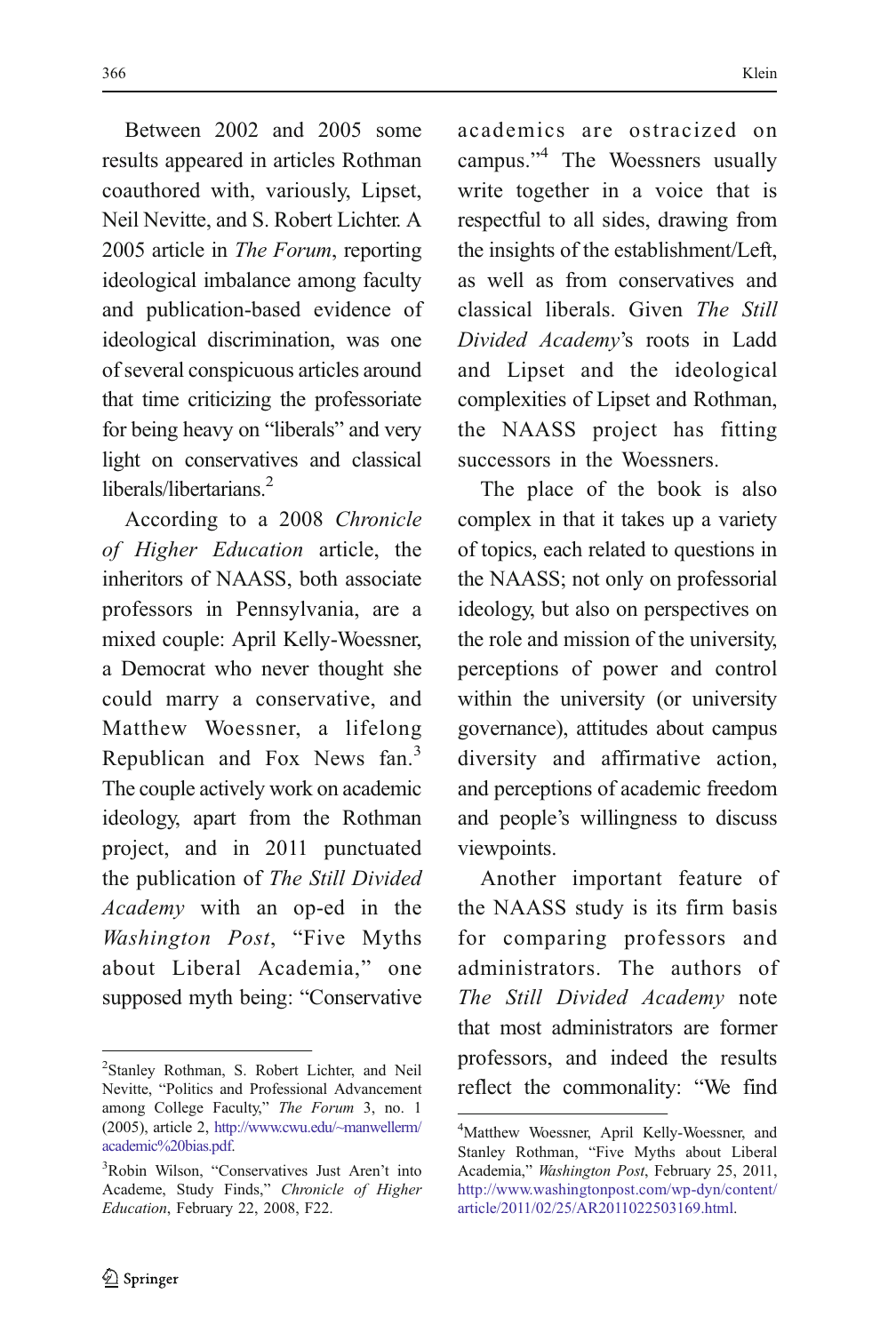Between 2002 and 2005 some results appeared in articles Rothman coauthored with, variously, Lipset, Neil Nevitte, and S. Robert Lichter. A 2005 article in *The Forum*, reporting ideological imbalance among faculty and publication-based evidence of ideological discrimination, was one of several conspicuous articles around that time criticizing the professoriate for being heavy on "liberals" and very light on conservatives and classical liberals/libertarians.[2]

According to a 2008 *Chronicle of Higher Education* article, the inheritors of NAASS, both associate professors in Pennsylvania, are a mixed couple: April Kelly-Woessner, a Democrat who never thought she could marry a conservative, and Matthew Woessner, a lifelong Republican and Fox News fan.[3] The couple actively work on academic ideology, apart from the Rothman project, and in 2011 punctuated the publication of *The Still Divided Academy* with an op-ed in the *Washington Post*, "Five Myths about Liberal Academia," one supposed myth being: "Conservative academics are ostracized on campus."[4] The Woessners usually write together in a voice that is respectful to all sides, drawing from the insights of the establishment/Left, as well as from conservatives and classical liberals. Given *The Still Divided Academy*'s roots in Ladd and Lipset and the ideological complexities of Lipset and Rothman, the NAASS project has fitting successors in the Woessners.

The place of the book is also complex in that it takes up a variety of topics, each related to questions in the NAASS; not only on professorial ideology, but also on perspectives on the role and mission of the university, perceptions of power and control within the university (or university governance), attitudes about campus diversity and affirmative action, and perceptions of academic freedom and people's willingness to discuss viewpoints.

Another important feature of the NAASS study is its firm basis for comparing professors and administrators. The authors of *The Still Divided Academy* note that most administrators are former professors, and indeed the results reflect the commonality: "We find

---

[2] Stanley Rothman, S. Robert Lichter, and Neil Nevitte, "Politics and Professional Advancement among College Faculty," *The Forum* 3, no. 1 (2005), article 2, http://www.cwu.edu/~manwellerm/academic%20bias.pdf.

[3] Robin Wilson, "Conservatives Just Aren't into Academe, Study Finds," *Chronicle of Higher Education*, February 22, 2008, F22.

[4] Matthew Woessner, April Kelly-Woessner, and Stanley Rothman, "Five Myths about Liberal Academia," *Washington Post*, February 25, 2011, http://www.washingtonpost.com/wp-dyn/content/article/2011/02/25/AR2011022503169.html.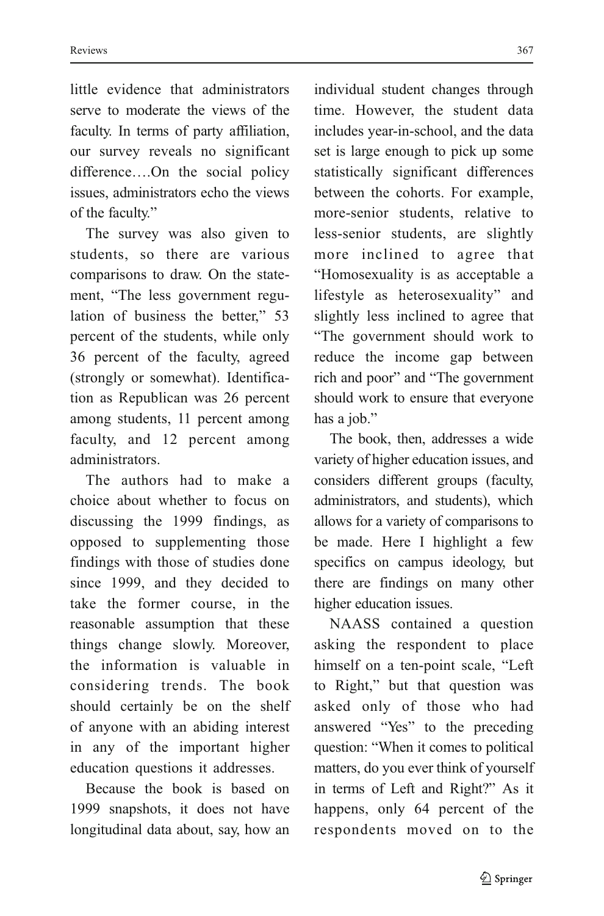little evidence that administrators serve to moderate the views of the faculty. In terms of party affiliation, our survey reveals no significant difference….On the social policy issues, administrators echo the views of the faculty."

The survey was also given to students, so there are various comparisons to draw. On the statement, "The less government regulation of business the better," 53 percent of the students, while only 36 percent of the faculty, agreed (strongly or somewhat). Identification as Republican was 26 percent among students, 11 percent among faculty, and 12 percent among administrators.

The authors had to make a choice about whether to focus on discussing the 1999 findings, as opposed to supplementing those findings with those of studies done since 1999, and they decided to take the former course, in the reasonable assumption that these things change slowly. Moreover, the information is valuable in considering trends. The book should certainly be on the shelf of anyone with an abiding interest in any of the important higher education questions it addresses.

Because the book is based on 1999 snapshots, it does not have longitudinal data about, say, how an individual student changes through time. However, the student data includes year-in-school, and the data set is large enough to pick up some statistically significant differences between the cohorts. For example, more-senior students, relative to less-senior students, are slightly more inclined to agree that "Homosexuality is as acceptable a lifestyle as heterosexuality" and slightly less inclined to agree that "The government should work to reduce the income gap between rich and poor" and "The government should work to ensure that everyone has a job."

The book, then, addresses a wide variety of higher education issues, and considers different groups (faculty, administrators, and students), which allows for a variety of comparisons to be made. Here I highlight a few specifics on campus ideology, but there are findings on many other higher education issues.

NAASS contained a question asking the respondent to place himself on a ten-point scale, "Left to Right," but that question was asked only of those who had answered "Yes" to the preceding question: "When it comes to political matters, do you ever think of yourself in terms of Left and Right?" As it happens, only 64 percent of the respondents moved on to the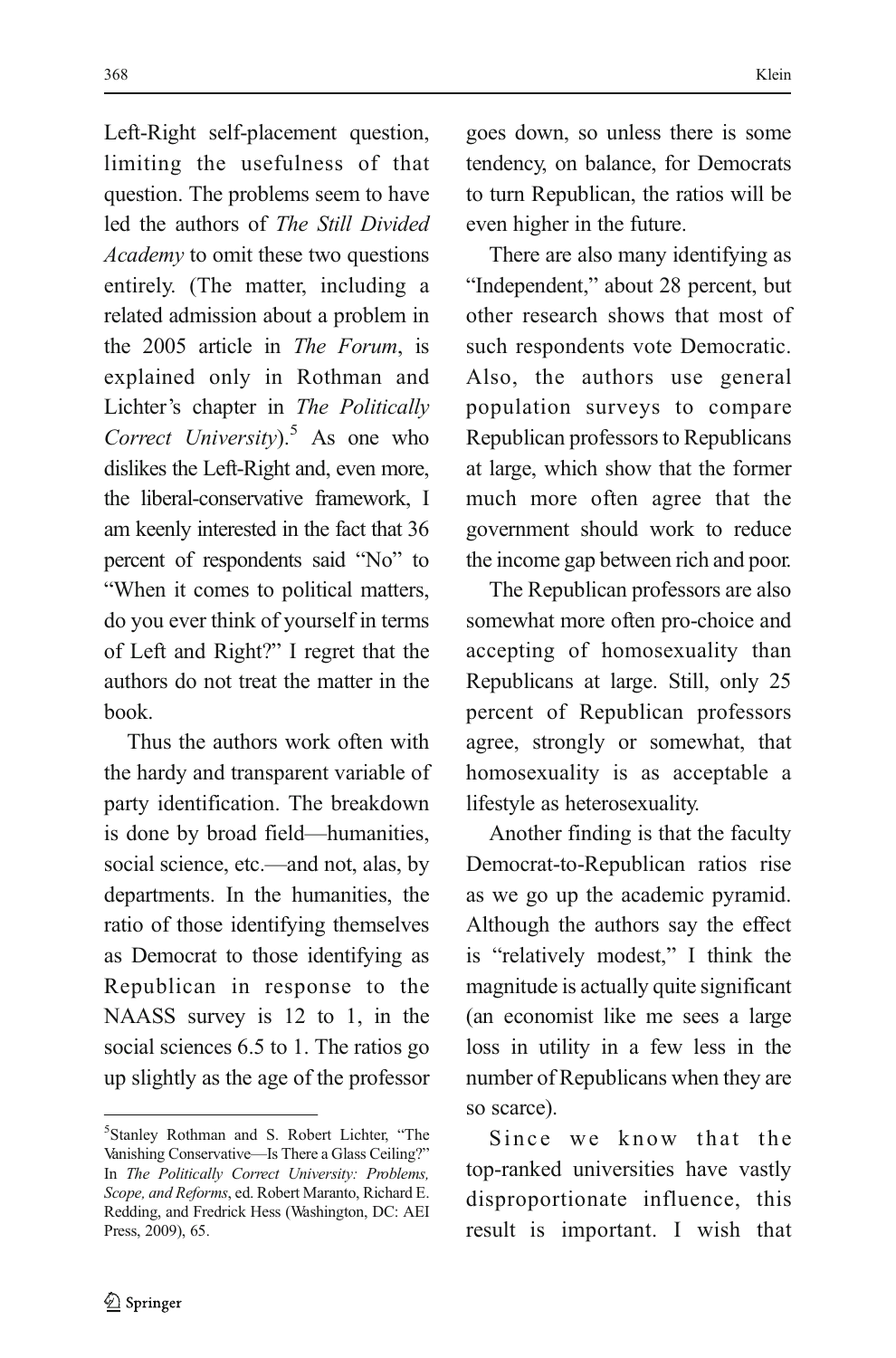Left-Right self-placement question, limiting the usefulness of that question. The problems seem to have led the authors of *The Still Divided Academy* to omit these two questions entirely. (The matter, including a related admission about a problem in the 2005 article in *The Forum*, is explained only in Rothman and Lichter's chapter in *The Politically Correct University*).[5] As one who dislikes the Left-Right and, even more, the liberal-conservative framework, I am keenly interested in the fact that 36 percent of respondents said "No" to "When it comes to political matters, do you ever think of yourself in terms of Left and Right?" I regret that the authors do not treat the matter in the book.

Thus the authors work often with the hardy and transparent variable of party identification. The breakdown is done by broad field—humanities, social science, etc.—and not, alas, by departments. In the humanities, the ratio of those identifying themselves as Democrat to those identifying as Republican in response to the NAASS survey is 12 to 1, in the social sciences 6.5 to 1. The ratios go up slightly as the age of the professor goes down, so unless there is some tendency, on balance, for Democrats to turn Republican, the ratios will be even higher in the future.

There are also many identifying as "Independent," about 28 percent, but other research shows that most of such respondents vote Democratic. Also, the authors use general population surveys to compare Republican professors to Republicans at large, which show that the former much more often agree that the government should work to reduce the income gap between rich and poor.

The Republican professors are also somewhat more often pro-choice and accepting of homosexuality than Republicans at large. Still, only 25 percent of Republican professors agree, strongly or somewhat, that homosexuality is as acceptable a lifestyle as heterosexuality.

Another finding is that the faculty Democrat-to-Republican ratios rise as we go up the academic pyramid. Although the authors say the effect is "relatively modest," I think the magnitude is actually quite significant (an economist like me sees a large loss in utility in a few less in the number of Republicans when they are so scarce).

Since we know that the top-ranked universities have vastly disproportionate influence, this result is important. I wish that

---

[5] Stanley Rothman and S. Robert Lichter, "The Vanishing Conservative—Is There a Glass Ceiling?" In *The Politically Correct University: Problems, Scope, and Reforms*, ed. Robert Maranto, Richard E. Redding, and Fredrick Hess (Washington, DC: AEI Press, 2009), 65.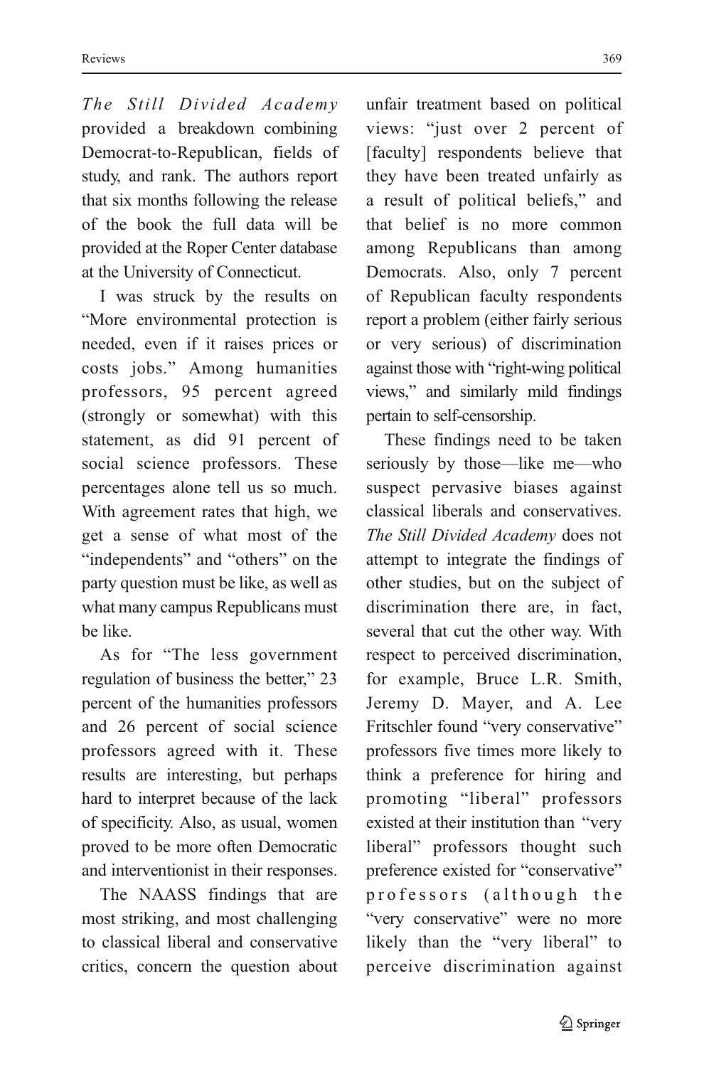*The Still Divided Academy* provided a breakdown combining Democrat-to-Republican, fields of study, and rank. The authors report that six months following the release of the book the full data will be provided at the Roper Center database at the University of Connecticut.

I was struck by the results on "More environmental protection is needed, even if it raises prices or costs jobs." Among humanities professors, 95 percent agreed (strongly or somewhat) with this statement, as did 91 percent of social science professors. These percentages alone tell us so much. With agreement rates that high, we get a sense of what most of the "independents" and "others" on the party question must be like, as well as what many campus Republicans must be like.

As for "The less government regulation of business the better," 23 percent of the humanities professors and 26 percent of social science professors agreed with it. These results are interesting, but perhaps hard to interpret because of the lack of specificity. Also, as usual, women proved to be more often Democratic and interventionist in their responses.

The NAASS findings that are most striking, and most challenging to classical liberal and conservative critics, concern the question about unfair treatment based on political views: "just over 2 percent of [faculty] respondents believe that they have been treated unfairly as a result of political beliefs," and that belief is no more common among Republicans than among Democrats. Also, only 7 percent of Republican faculty respondents report a problem (either fairly serious or very serious) of discrimination against those with "right-wing political views," and similarly mild findings pertain to self-censorship.

These findings need to be taken seriously by those—like me—who suspect pervasive biases against classical liberals and conservatives. *The Still Divided Academy* does not attempt to integrate the findings of other studies, but on the subject of discrimination there are, in fact, several that cut the other way. With respect to perceived discrimination, for example, Bruce L.R. Smith, Jeremy D. Mayer, and A. Lee Fritschler found "very conservative" professors five times more likely to think a preference for hiring and promoting "liberal" professors existed at their institution than "very liberal" professors thought such preference existed for "conservative" professors (although the "very conservative" were no more likely than the "very liberal" to perceive discrimination against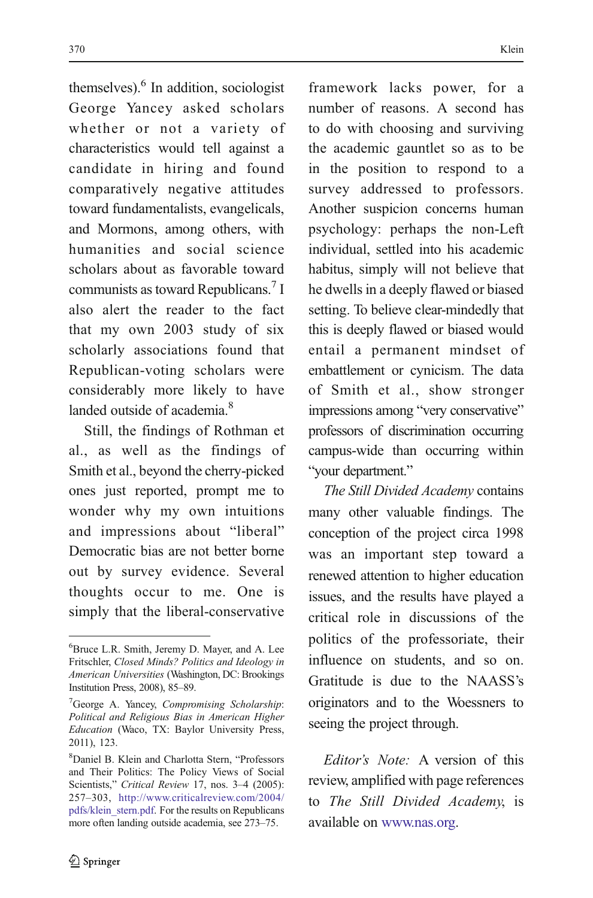themselves).[6] In addition, sociologist George Yancey asked scholars whether or not a variety of characteristics would tell against a candidate in hiring and found comparatively negative attitudes toward fundamentalists, evangelicals, and Mormons, among others, with humanities and social science scholars about as favorable toward communists as toward Republicans.[7] I also alert the reader to the fact that my own 2003 study of six scholarly associations found that Republican-voting scholars were considerably more likely to have landed outside of academia.[8]

Still, the findings of Rothman et al., as well as the findings of Smith et al., beyond the cherry-picked ones just reported, prompt me to wonder why my own intuitions and impressions about "liberal" Democratic bias are not better borne out by survey evidence. Several thoughts occur to me. One is simply that the liberal-conservative framework lacks power, for a number of reasons. A second has to do with choosing and surviving the academic gauntlet so as to be in the position to respond to a survey addressed to professors. Another suspicion concerns human psychology: perhaps the non-Left individual, settled into his academic habitus, simply will not believe that he dwells in a deeply flawed or biased setting. To believe clear-mindedly that this is deeply flawed or biased would entail a permanent mindset of embattlement or cynicism. The data of Smith et al., show stronger impressions among "very conservative" professors of discrimination occurring campus-wide than occurring within "your department."

*The Still Divided Academy* contains many other valuable findings. The conception of the project circa 1998 was an important step toward a renewed attention to higher education issues, and the results have played a critical role in discussions of the politics of the professoriate, their influence on students, and so on. Gratitude is due to the NAASS's originators and to the Woessners to seeing the project through.

*Editor's Note:* A version of this review, amplified with page references to *The Still Divided Academy*, is available on www.nas.org.

---

[6] Bruce L.R. Smith, Jeremy D. Mayer, and A. Lee Fritschler, *Closed Minds? Politics and Ideology in American Universities* (Washington, DC: Brookings Institution Press, 2008), 85–89.

[7] George A. Yancey, *Compromising Scholarship: Political and Religious Bias in American Higher Education* (Waco, TX: Baylor University Press, 2011), 123.

[8] Daniel B. Klein and Charlotta Stern, "Professors and Their Politics: The Policy Views of Social Scientists," *Critical Review* 17, nos. 3–4 (2005): 257–303, http://www.criticalreview.com/2004/pdfs/klein_stern.pdf. For the results on Republicans more often landing outside academia, see 273–75.